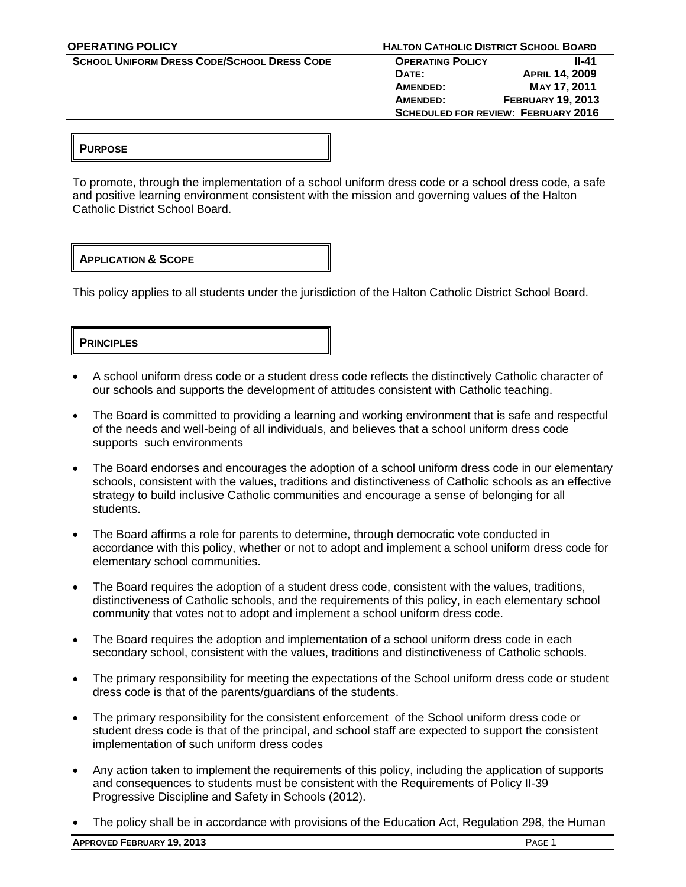**OPERATING POLICY**

**SCHOOL UNIFORM DRESS CODE/SCHOOL DRESS CODE**

**HALTON CATHOLIC DISTRICT SCHOOL BOARD**

| | |
|---|---|
| **OPERATING POLICY** | **II-41** |
| **DATE:** | **APRIL 14, 2009** |
| **AMENDED:** | **MAY 17, 2011** |
| **AMENDED:** | **FEBRUARY 19, 2013** |
| **SCHEDULED FOR REVIEW: FEBRUARY 2016** | |

## PURPOSE

To promote, through the implementation of a school uniform dress code or a school dress code, a safe and positive learning environment consistent with the mission and governing values of the Halton Catholic District School Board.

## APPLICATION & SCOPE

This policy applies to all students under the jurisdiction of the Halton Catholic District School Board.

## PRINCIPLES

- A school uniform dress code or a student dress code reflects the distinctively Catholic character of our schools and supports the development of attitudes consistent with Catholic teaching.
- The Board is committed to providing a learning and working environment that is safe and respectful of the needs and well-being of all individuals, and believes that a school uniform dress code supports such environments
- The Board endorses and encourages the adoption of a school uniform dress code in our elementary schools, consistent with the values, traditions and distinctiveness of Catholic schools as an effective strategy to build inclusive Catholic communities and encourage a sense of belonging for all students.
- The Board affirms a role for parents to determine, through democratic vote conducted in accordance with this policy, whether or not to adopt and implement a school uniform dress code for elementary school communities.
- The Board requires the adoption of a student dress code, consistent with the values, traditions, distinctiveness of Catholic schools, and the requirements of this policy, in each elementary school community that votes not to adopt and implement a school uniform dress code.
- The Board requires the adoption and implementation of a school uniform dress code in each secondary school, consistent with the values, traditions and distinctiveness of Catholic schools.
- The primary responsibility for meeting the expectations of the School uniform dress code or student dress code is that of the parents/guardians of the students.
- The primary responsibility for the consistent enforcement of the School uniform dress code or student dress code is that of the principal, and school staff are expected to support the consistent implementation of such uniform dress codes
- Any action taken to implement the requirements of this policy, including the application of supports and consequences to students must be consistent with the Requirements of Policy II-39 Progressive Discipline and Safety in Schools (2012).
- The policy shall be in accordance with provisions of the Education Act, Regulation 298, the Human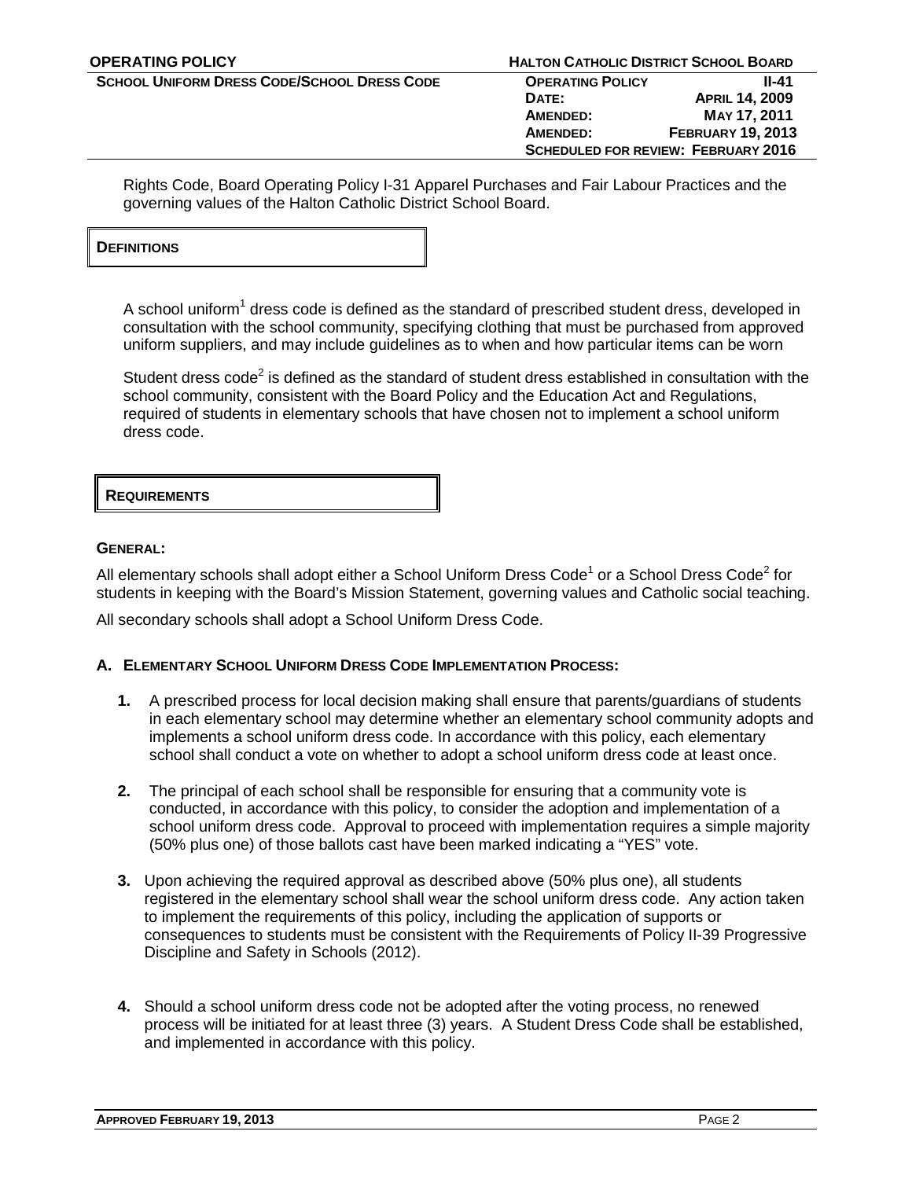Rights Code, Board Operating Policy I-31 Apparel Purchases and Fair Labour Practices and the governing values of the Halton Catholic District School Board.

## DEFINITIONS

A school uniform[1] dress code is defined as the standard of prescribed student dress, developed in consultation with the school community, specifying clothing that must be purchased from approved uniform suppliers, and may include guidelines as to when and how particular items can be worn

Student dress code[2] is defined as the standard of student dress established in consultation with the school community, consistent with the Board Policy and the Education Act and Regulations, required of students in elementary schools that have chosen not to implement a school uniform dress code.

## REQUIREMENTS

### GENERAL:

All elementary schools shall adopt either a School Uniform Dress Code[1] or a School Dress Code[2] for students in keeping with the Board's Mission Statement, governing values and Catholic social teaching.

All secondary schools shall adopt a School Uniform Dress Code.

### A. ELEMENTARY SCHOOL UNIFORM DRESS CODE IMPLEMENTATION PROCESS:

1. A prescribed process for local decision making shall ensure that parents/guardians of students in each elementary school may determine whether an elementary school community adopts and implements a school uniform dress code. In accordance with this policy, each elementary school shall conduct a vote on whether to adopt a school uniform dress code at least once.

2. The principal of each school shall be responsible for ensuring that a community vote is conducted, in accordance with this policy, to consider the adoption and implementation of a school uniform dress code. Approval to proceed with implementation requires a simple majority (50% plus one) of those ballots cast have been marked indicating a "YES" vote.

3. Upon achieving the required approval as described above (50% plus one), all students registered in the elementary school shall wear the school uniform dress code. Any action taken to implement the requirements of this policy, including the application of supports or consequences to students must be consistent with the Requirements of Policy II-39 Progressive Discipline and Safety in Schools (2012).

4. Should a school uniform dress code not be adopted after the voting process, no renewed process will be initiated for at least three (3) years. A Student Dress Code shall be established, and implemented in accordance with this policy.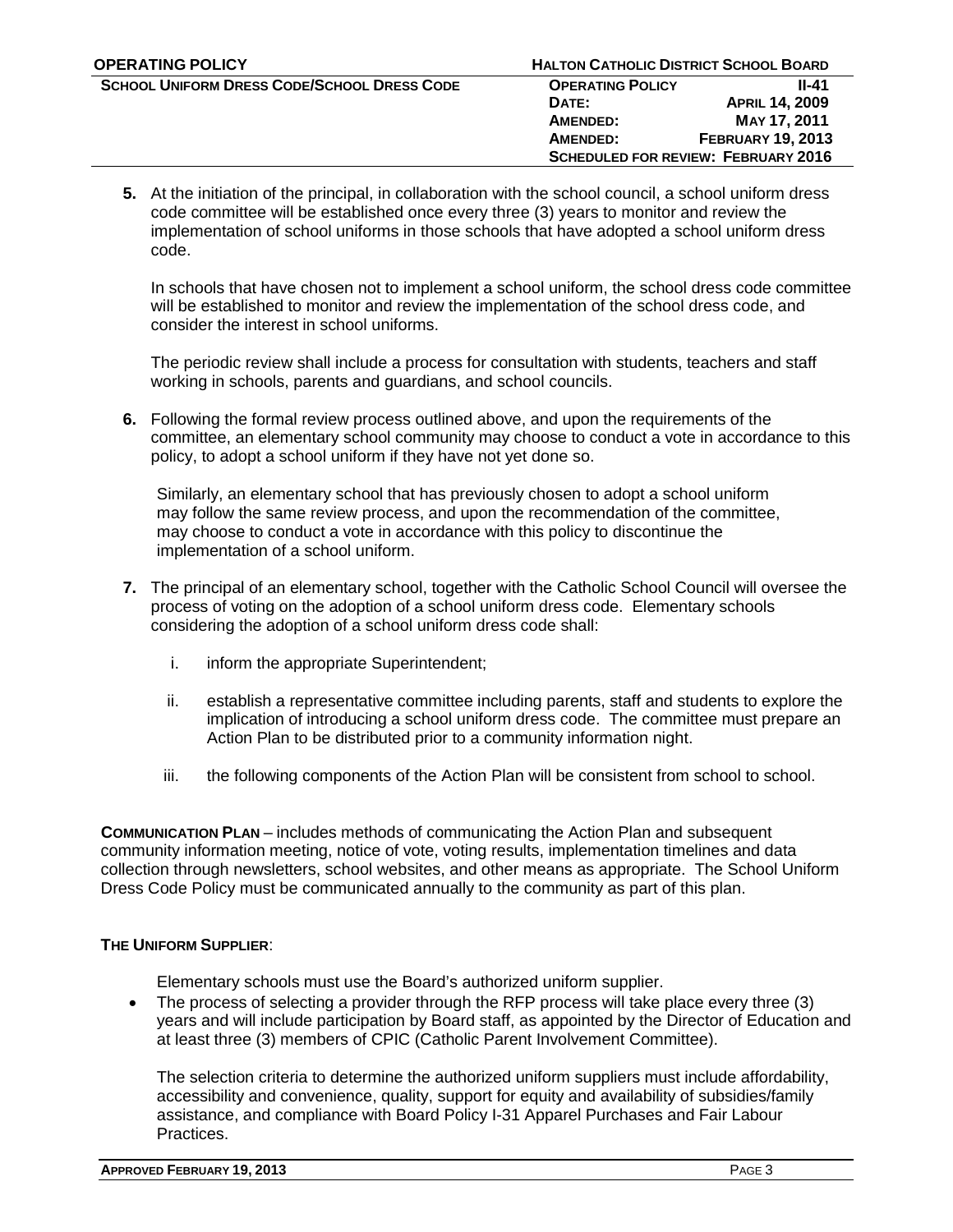5. At the initiation of the principal, in collaboration with the school council, a school uniform dress code committee will be established once every three (3) years to monitor and review the implementation of school uniforms in those schools that have adopted a school uniform dress code.

   In schools that have chosen not to implement a school uniform, the school dress code committee will be established to monitor and review the implementation of the school dress code, and consider the interest in school uniforms.

   The periodic review shall include a process for consultation with students, teachers and staff working in schools, parents and guardians, and school councils.

6. Following the formal review process outlined above, and upon the requirements of the committee, an elementary school community may choose to conduct a vote in accordance to this policy, to adopt a school uniform if they have not yet done so.

   Similarly, an elementary school that has previously chosen to adopt a school uniform may follow the same review process, and upon the recommendation of the committee, may choose to conduct a vote in accordance with this policy to discontinue the implementation of a school uniform.

7. The principal of an elementary school, together with the Catholic School Council will oversee the process of voting on the adoption of a school uniform dress code. Elementary schools considering the adoption of a school uniform dress code shall:

   i. inform the appropriate Superintendent;

   ii. establish a representative committee including parents, staff and students to explore the implication of introducing a school uniform dress code. The committee must prepare an Action Plan to be distributed prior to a community information night.

   iii. the following components of the Action Plan will be consistent from school to school.

**COMMUNICATION PLAN** – includes methods of communicating the Action Plan and subsequent community information meeting, notice of vote, voting results, implementation timelines and data collection through newsletters, school websites, and other means as appropriate. The School Uniform Dress Code Policy must be communicated annually to the community as part of this plan.

**THE UNIFORM SUPPLIER**:

Elementary schools must use the Board's authorized uniform supplier.

- The process of selecting a provider through the RFP process will take place every three (3) years and will include participation by Board staff, as appointed by the Director of Education and at least three (3) members of CPIC (Catholic Parent Involvement Committee).

  The selection criteria to determine the authorized uniform suppliers must include affordability, accessibility and convenience, quality, support for equity and availability of subsidies/family assistance, and compliance with Board Policy I-31 Apparel Purchases and Fair Labour Practices.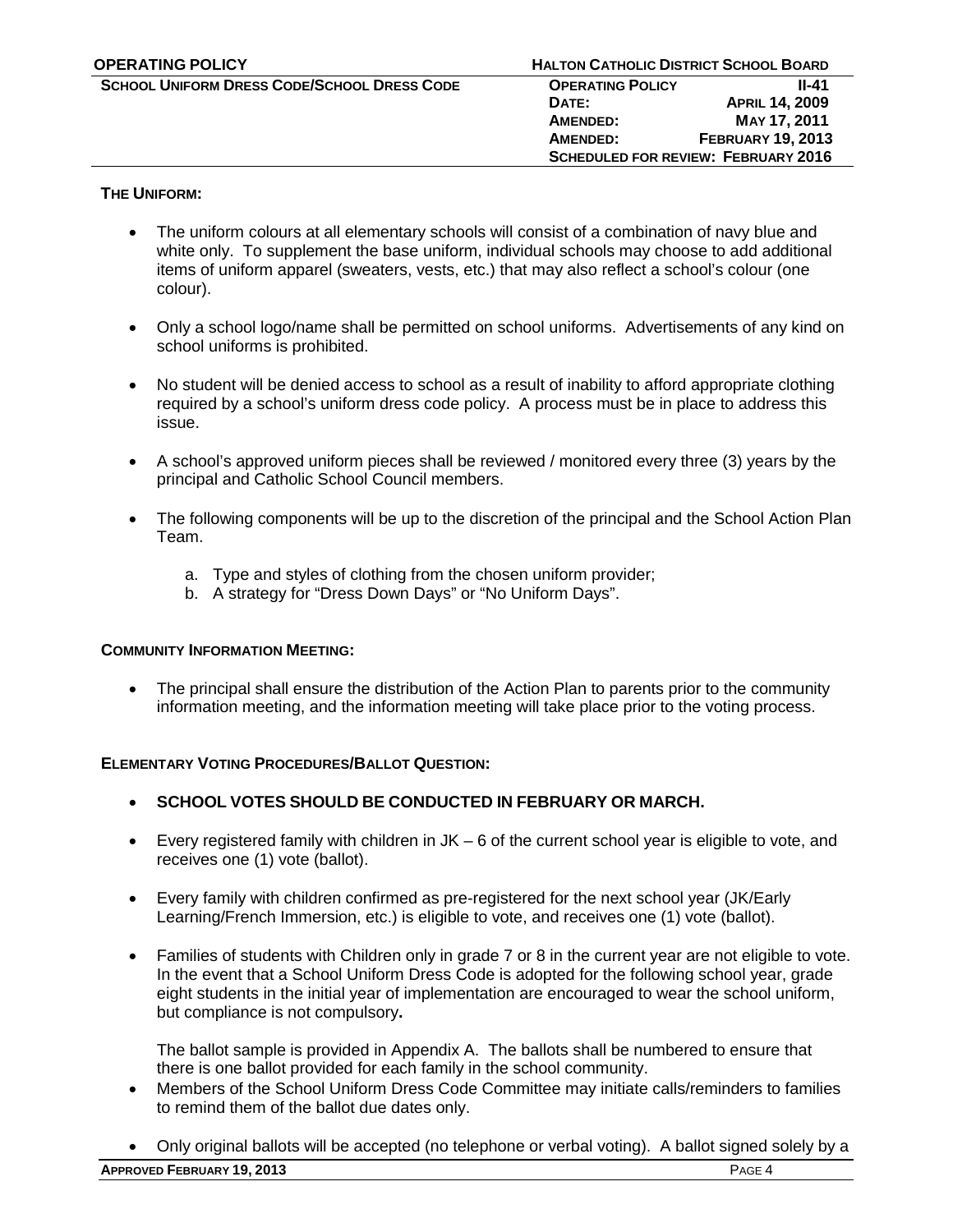### THE UNIFORM:

- The uniform colours at all elementary schools will consist of a combination of navy blue and white only. To supplement the base uniform, individual schools may choose to add additional items of uniform apparel (sweaters, vests, etc.) that may also reflect a school's colour (one colour).
- Only a school logo/name shall be permitted on school uniforms. Advertisements of any kind on school uniforms is prohibited.
- No student will be denied access to school as a result of inability to afford appropriate clothing required by a school's uniform dress code policy. A process must be in place to address this issue.
- A school's approved uniform pieces shall be reviewed / monitored every three (3) years by the principal and Catholic School Council members.
- The following components will be up to the discretion of the principal and the School Action Plan Team.
  a. Type and styles of clothing from the chosen uniform provider;
  b. A strategy for "Dress Down Days" or "No Uniform Days".

### COMMUNITY INFORMATION MEETING:

- The principal shall ensure the distribution of the Action Plan to parents prior to the community information meeting, and the information meeting will take place prior to the voting process.

### ELEMENTARY VOTING PROCEDURES/BALLOT QUESTION:

- **SCHOOL VOTES SHOULD BE CONDUCTED IN FEBRUARY OR MARCH.**
- Every registered family with children in JK – 6 of the current school year is eligible to vote, and receives one (1) vote (ballot).
- Every family with children confirmed as pre-registered for the next school year (JK/Early Learning/French Immersion, etc.) is eligible to vote, and receives one (1) vote (ballot).
- Families of students with Children only in grade 7 or 8 in the current year are not eligible to vote. In the event that a School Uniform Dress Code is adopted for the following school year, grade eight students in the initial year of implementation are encouraged to wear the school uniform, but compliance is not compulsory**.**

  The ballot sample is provided in Appendix A. The ballots shall be numbered to ensure that there is one ballot provided for each family in the school community.
- Members of the School Uniform Dress Code Committee may initiate calls/reminders to families to remind them of the ballot due dates only.
- Only original ballots will be accepted (no telephone or verbal voting). A ballot signed solely by a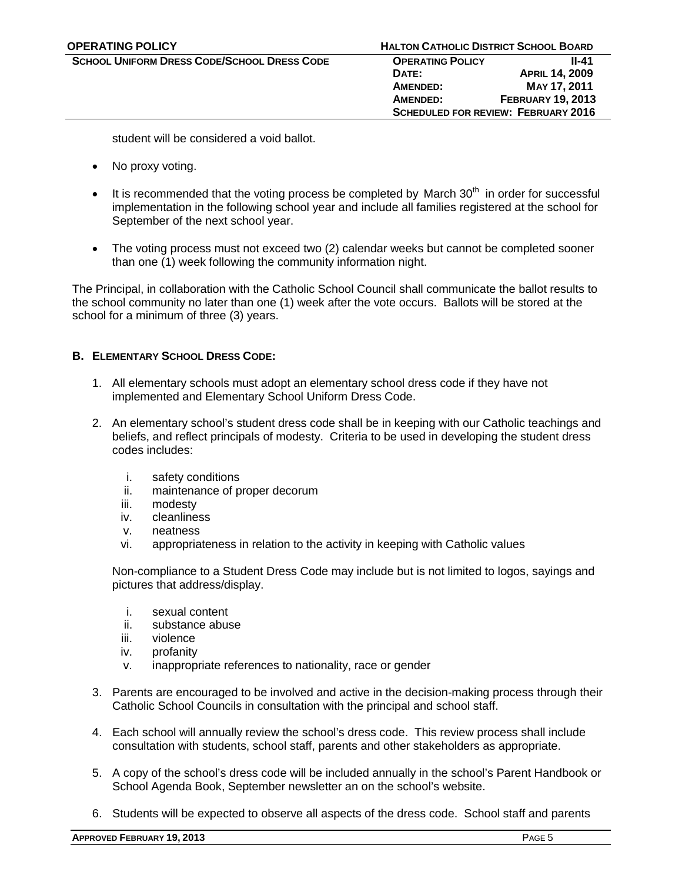student will be considered a void ballot.

- No proxy voting.

- It is recommended that the voting process be completed by March 30th in order for successful implementation in the following school year and include all families registered at the school for September of the next school year.

- The voting process must not exceed two (2) calendar weeks but cannot be completed sooner than one (1) week following the community information night.

The Principal, in collaboration with the Catholic School Council shall communicate the ballot results to the school community no later than one (1) week after the vote occurs. Ballots will be stored at the school for a minimum of three (3) years.

### B. Elementary School Dress Code:

1. All elementary schools must adopt an elementary school dress code if they have not implemented and Elementary School Uniform Dress Code.

2. An elementary school's student dress code shall be in keeping with our Catholic teachings and beliefs, and reflect principals of modesty. Criteria to be used in developing the student dress codes includes:

   i. safety conditions
   ii. maintenance of proper decorum
   iii. modesty
   iv. cleanliness
   v. neatness
   vi. appropriateness in relation to the activity in keeping with Catholic values

   Non-compliance to a Student Dress Code may include but is not limited to logos, sayings and pictures that address/display.

   i. sexual content
   ii. substance abuse
   iii. violence
   iv. profanity
   v. inappropriate references to nationality, race or gender

3. Parents are encouraged to be involved and active in the decision-making process through their Catholic School Councils in consultation with the principal and school staff.

4. Each school will annually review the school's dress code. This review process shall include consultation with students, school staff, parents and other stakeholders as appropriate.

5. A copy of the school's dress code will be included annually in the school's Parent Handbook or School Agenda Book, September newsletter an on the school's website.

6. Students will be expected to observe all aspects of the dress code. School staff and parents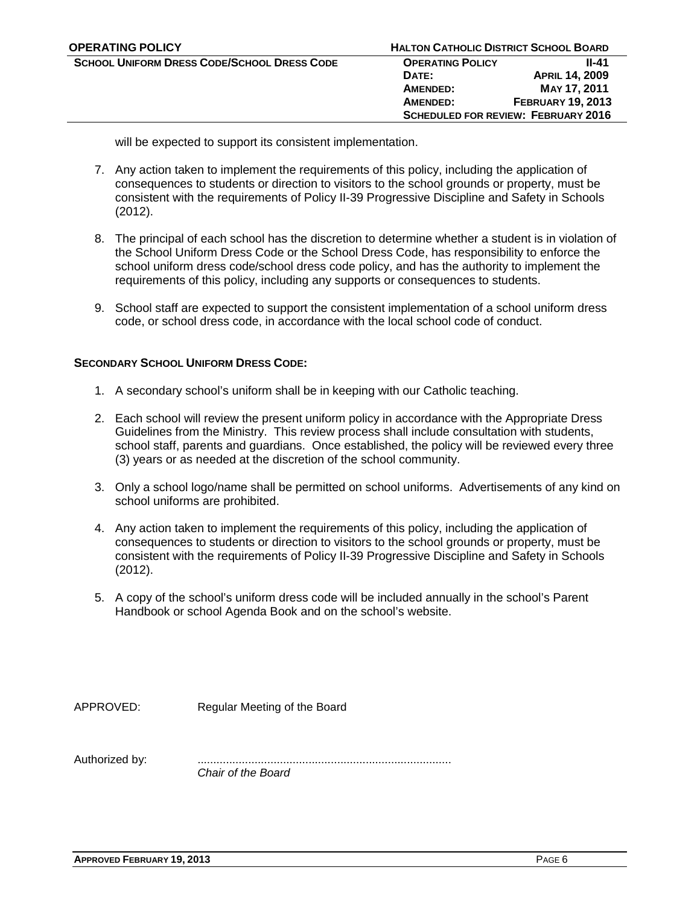will be expected to support its consistent implementation.

7. Any action taken to implement the requirements of this policy, including the application of consequences to students or direction to visitors to the school grounds or property, must be consistent with the requirements of Policy II-39 Progressive Discipline and Safety in Schools (2012).

8. The principal of each school has the discretion to determine whether a student is in violation of the School Uniform Dress Code or the School Dress Code, has responsibility to enforce the school uniform dress code/school dress code policy, and has the authority to implement the requirements of this policy, including any supports or consequences to students.

9. School staff are expected to support the consistent implementation of a school uniform dress code, or school dress code, in accordance with the local school code of conduct.

**SECONDARY SCHOOL UNIFORM DRESS CODE:**

1. A secondary school's uniform shall be in keeping with our Catholic teaching.

2. Each school will review the present uniform policy in accordance with the Appropriate Dress Guidelines from the Ministry. This review process shall include consultation with students, school staff, parents and guardians. Once established, the policy will be reviewed every three (3) years or as needed at the discretion of the school community.

3. Only a school logo/name shall be permitted on school uniforms. Advertisements of any kind on school uniforms are prohibited.

4. Any action taken to implement the requirements of this policy, including the application of consequences to students or direction to visitors to the school grounds or property, must be consistent with the requirements of Policy II-39 Progressive Discipline and Safety in Schools (2012).

5. A copy of the school's uniform dress code will be included annually in the school's Parent Handbook or school Agenda Book and on the school's website.

APPROVED: Regular Meeting of the Board

Authorized by: ...............................................................................
*Chair of the Board*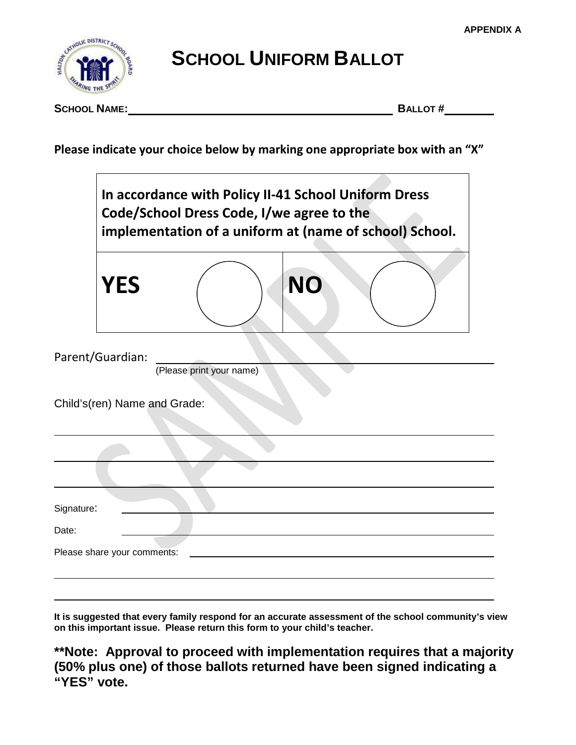**APPENDIX A**

# SCHOOL UNIFORM BALLOT

**SCHOOL NAME:** \_\_\_\_\_\_\_\_\_\_\_\_\_\_\_\_\_\_\_\_\_\_\_\_\_\_\_\_\_\_\_\_\_\_\_\_\_\_\_\_ **BALLOT #** \_\_\_\_\_\_\_\_

**Please indicate your choice below by marking one appropriate box with an "X"**

| **In accordance with Policy II-41 School Uniform Dress Code/School Dress Code, I/we agree to the implementation of a uniform at (name of school) School.** | |
|---|---|
| **YES** ◯ | **NO** ◯ |

Parent/Guardian: \_\_\_\_\_\_\_\_\_\_\_\_\_\_\_\_\_\_\_\_\_\_\_\_\_\_\_\_\_\_\_\_\_\_\_\_\_\_\_\_
(Please print your name)

Child's(ren) Name and Grade:

\_\_\_\_\_\_\_\_\_\_\_\_\_\_\_\_\_\_\_\_\_\_\_\_\_\_\_\_\_\_\_\_\_\_\_\_\_\_\_\_\_\_\_\_\_\_\_\_

\_\_\_\_\_\_\_\_\_\_\_\_\_\_\_\_\_\_\_\_\_\_\_\_\_\_\_\_\_\_\_\_\_\_\_\_\_\_\_\_\_\_\_\_\_\_\_\_

\_\_\_\_\_\_\_\_\_\_\_\_\_\_\_\_\_\_\_\_\_\_\_\_\_\_\_\_\_\_\_\_\_\_\_\_\_\_\_\_\_\_\_\_\_\_\_\_

Signature: \_\_\_\_\_\_\_\_\_\_\_\_\_\_\_\_\_\_\_\_\_\_\_\_\_\_\_\_\_\_\_\_\_\_\_\_\_\_\_\_

Date: \_\_\_\_\_\_\_\_\_\_\_\_\_\_\_\_\_\_\_\_\_\_\_\_\_\_\_\_\_\_\_\_\_\_\_\_\_\_\_\_

Please share your comments: \_\_\_\_\_\_\_\_\_\_\_\_\_\_\_\_\_\_\_\_\_\_\_\_\_\_\_\_\_\_\_\_\_\_\_\_\_\_\_\_

\_\_\_\_\_\_\_\_\_\_\_\_\_\_\_\_\_\_\_\_\_\_\_\_\_\_\_\_\_\_\_\_\_\_\_\_\_\_\_\_\_\_\_\_\_\_\_\_

\_\_\_\_\_\_\_\_\_\_\_\_\_\_\_\_\_\_\_\_\_\_\_\_\_\_\_\_\_\_\_\_\_\_\_\_\_\_\_\_\_\_\_\_\_\_\_\_

**It is suggested that every family respond for an accurate assessment of the school community's view on this important issue. Please return this form to your child's teacher.**

**\*\*Note: Approval to proceed with implementation requires that a majority (50% plus one) of those ballots returned have been signed indicating a "YES" vote.**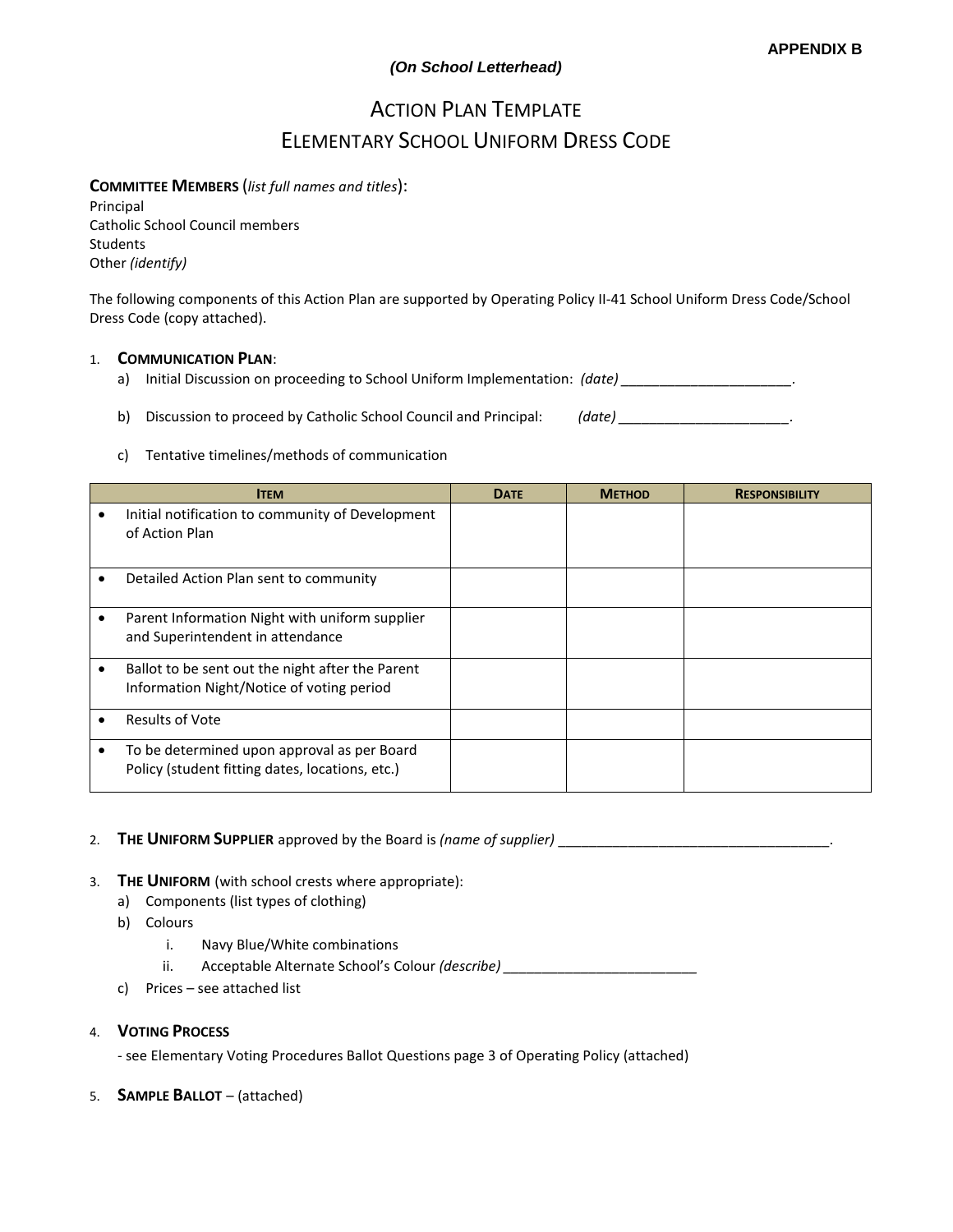**APPENDIX B**

***(On School Letterhead)***

# ACTION PLAN TEMPLATE
# ELEMENTARY SCHOOL UNIFORM DRESS CODE

**COMMITTEE MEMBERS** (*list full names and titles*):
Principal
Catholic School Council members
Students
Other *(identify)*

The following components of this Action Plan are supported by Operating Policy II-41 School Uniform Dress Code/School Dress Code (copy attached).

1. **COMMUNICATION PLAN**:
   a) Initial Discussion on proceeding to School Uniform Implementation: *(date)* ______________________.

   b) Discussion to proceed by Catholic School Council and Principal: *(date)* ______________________.

   c) Tentative timelines/methods of communication

| ITEM | DATE | METHOD | RESPONSIBILITY |
|---|---|---|---|
| • Initial notification to community of Development of Action Plan | | | |
| • Detailed Action Plan sent to community | | | |
| • Parent Information Night with uniform supplier and Superintendent in attendance | | | |
| • Ballot to be sent out the night after the Parent Information Night/Notice of voting period | | | |
| • Results of Vote | | | |
| • To be determined upon approval as per Board Policy (student fitting dates, locations, etc.) | | | |

2. **THE UNIFORM SUPPLIER** approved by the Board is *(name of supplier)* ___________________________________.

3. **THE UNIFORM** (with school crests where appropriate):
   a) Components (list types of clothing)
   b) Colours
      i. Navy Blue/White combinations
      ii. Acceptable Alternate School's Colour *(describe)* _________________________
   c) Prices – see attached list

4. **VOTING PROCESS**
   - see Elementary Voting Procedures Ballot Questions page 3 of Operating Policy (attached)

5. **SAMPLE BALLOT** – (attached)